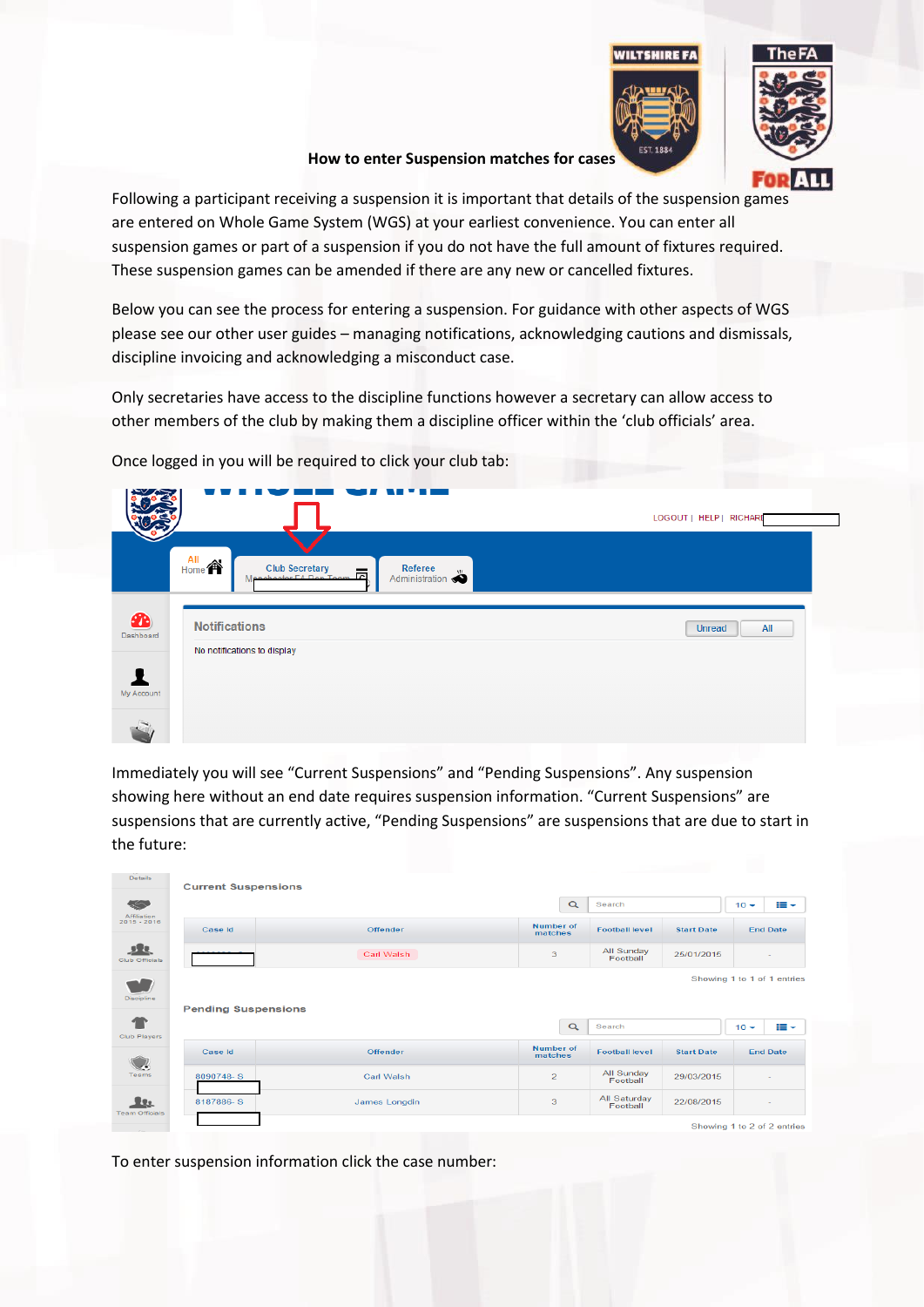# How to enter Suspension matches for cases

Following a participant receiving a suspension it is important that details of the suspension games are entered on Whole Game System (WGS) at your earliest convenience. You can enter all suspension games or part of a suspension if you do not have the full amount of fixtures required. These suspension games can be amended if there are any new or cancelled fixtures.

Below you can see the process for entering a suspension. For guidance with other aspects of WGS please see our other user guides – managing notifications, acknowledging cautions and dismissals, discipline invoicing and acknowledging a misconduct case.

Only secretaries have access to the discipline functions however a secretary can allow access to other members of the club by making them a discipline officer within the 'club officials' area.

Once logged in you will be required to click your club tab:

Immediately you will see "Current Suspensions" and "Pending Suspensions". Any suspension showing here without an end date requires suspension information. "Current Suspensions" are suspensions that are currently active, "Pending Suspensions" are suspensions that are due to start in the future:

To enter suspension information click the case number: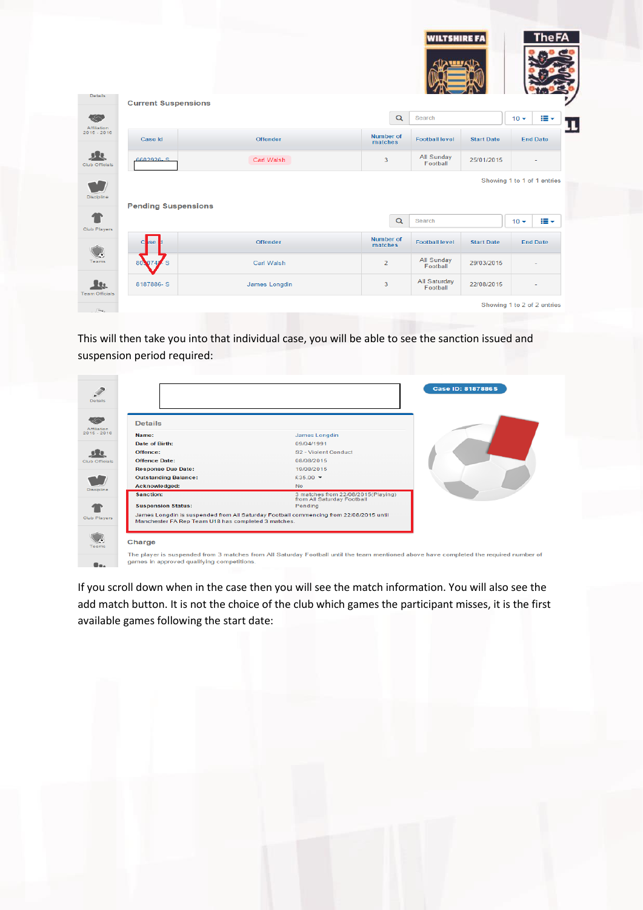## Current Suspensions

| Case Id | Offender | Number of matches | Football level | Start Date | End Date |
|---|---|---|---|---|---|
| 6602926- S | Carl Walsh | 3 | All Sunday Football | 25/01/2015 | - |

Showing 1 to 1 of 1 entries

## Pending Suspensions

| Case Id | Offender | Number of matches | Football level | Start Date | End Date |
|---|---|---|---|---|---|
| 6090748- S | Carl Walsh | 2 | All Sunday Football | 29/03/2015 | - |
| 8187886- S | James Longdin | 3 | All Saturday Football | 22/08/2015 | - |

Showing 1 to 2 of 2 entries

This will then take you into that individual case, you will be able to see the sanction issued and suspension period required:

Case ID: 8187886S

**Details**

| | |
|---|---|
| Name: | James Longdin |
| Date of Birth: | 09/04/1991 |
| Offence: | S2 - Violent Conduct |
| Offence Date: | 08/08/2015 |
| Response Due Date: | 19/08/2015 |
| Outstanding Balance: | £35.00 |
| Acknowledged: | No |
| Sanction: | 3 matches from 22/08/2015(Playing) from All Saturday Football |
| Suspension Status: | Pending |

James Longdin is suspended from All Saturday Football commencing from 22/08/2015 until Manchester FA Rep Team U18 has completed 3 matches.

**Charge**

The player is suspended from 3 matches from All Saturday Football until the team mentioned above have completed the required number of games in approved qualifying competitions.

If you scroll down when in the case then you will see the match information. You will also see the add match button. It is not the choice of the club which games the participant misses, it is the first available games following the start date: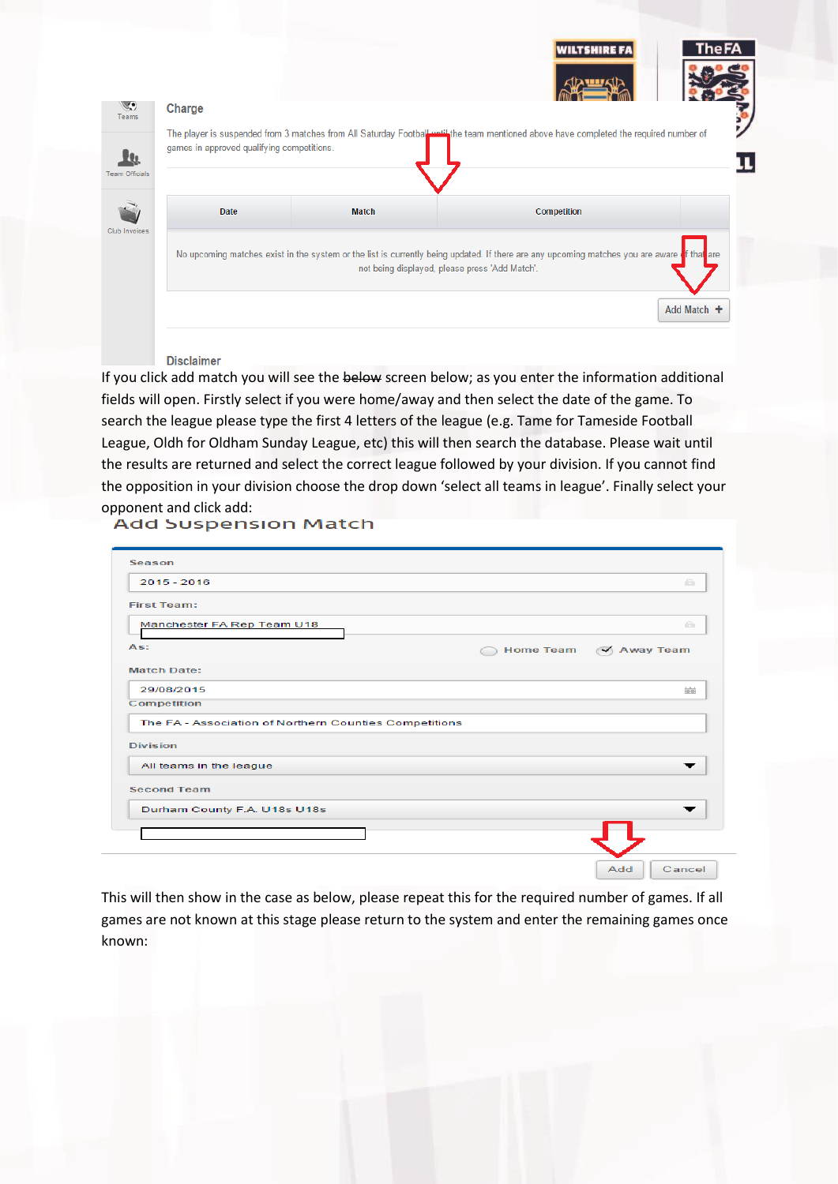Charge

The player is suspended from 3 matches from All Saturday Football until the team mentioned above have completed the required number of games in approved qualifying competitions.

| Date | Match | Competition | |
|---|---|---|---|
| No upcoming matches exist in the system or the list is currently being updated. If there are any upcoming matches you are aware of that are not being displayed, please press 'Add Match'. | | | |

Add Match +

Disclaimer

If you click add match you will see the ~~below~~ screen below; as you enter the information additional fields will open. Firstly select if you were home/away and then select the date of the game. To search the league please type the first 4 letters of the league (e.g. Tame for Tameside Football League, Oldh for Oldham Sunday League, etc) this will then search the database. Please wait until the results are returned and select the correct league followed by your division. If you cannot find the opposition in your division choose the drop down 'select all teams in league'. Finally select your opponent and click add:

Add Suspension Match

Season

2015 - 2016

First Team:

Manchester FA Rep Team U18

As: Home Team / Away Team

Match Date:

29/08/2015

Competition

The FA - Association of Northern Counties Competitions

Division

All teams in the league

Second Team

Durham County F.A. U18s U18s

Add | Cancel

This will then show in the case as below, please repeat this for the required number of games. If all games are not known at this stage please return to the system and enter the remaining games once known: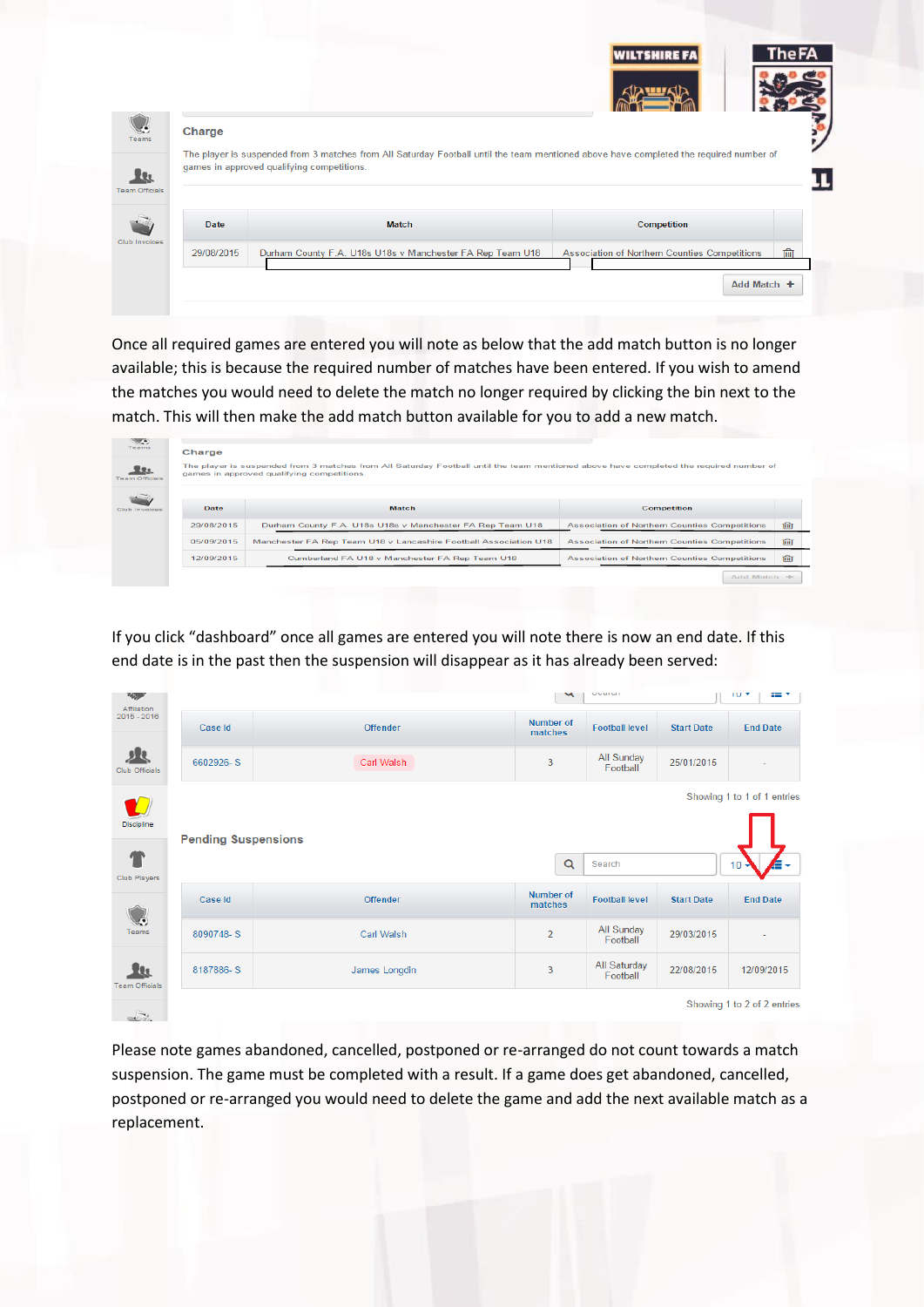**Charge**

The player is suspended from 3 matches from All Saturday Football until the team mentioned above have completed the required number of games in approved qualifying competitions.

| Date | Match | Competition |
|---|---|---|
| 29/08/2015 | Durham County F.A. U18s U18s v Manchester FA Rep Team U18 | Association of Northern Counties Competitions |

Add Match +

Once all required games are entered you will note as below that the add match button is no longer available; this is because the required number of matches have been entered. If you wish to amend the matches you would need to delete the match no longer required by clicking the bin next to the match. This will then make the add match button available for you to add a new match.

**Charge**

The player is suspended from 3 matches from All Saturday Football until the team mentioned above have completed the required number of games in approved qualifying competitions

| Date | Match | Competition |
|---|---|---|
| 29/08/2015 | Durham County F.A. U18s U18s v Manchester FA Rep Team U18 | Association of Northern Counties Competitions |
| 05/09/2015 | Manchester FA Rep Team U18 v Lancashire Football Association U18 | Association of Northern Counties Competitions |
| 12/09/2015 | Cumberland FA U18 v Manchester FA Rep Team U18 | Association of Northern Counties Competitions |

Add Match +

If you click "dashboard" once all games are entered you will note there is now an end date. If this end date is in the past then the suspension will disappear as it has already been served:

| Case Id | Offender | Number of matches | Football level | Start Date | End Date |
|---|---|---|---|---|---|
| 6602926- S | Carl Walsh | 3 | All Sunday Football | 25/01/2015 | - |

Showing 1 to 1 of 1 entries

**Pending Suspensions**

| Case Id | Offender | Number of matches | Football level | Start Date | End Date |
|---|---|---|---|---|---|
| 8090748- S | Carl Walsh | 2 | All Sunday Football | 29/03/2015 | - |
| 8187886- S | James Longdin | 3 | All Saturday Football | 22/08/2015 | 12/09/2015 |

Showing 1 to 2 of 2 entries

Please note games abandoned, cancelled, postponed or re-arranged do not count towards a match suspension. The game must be completed with a result. If a game does get abandoned, cancelled, postponed or re-arranged you would need to delete the game and add the next available match as a replacement.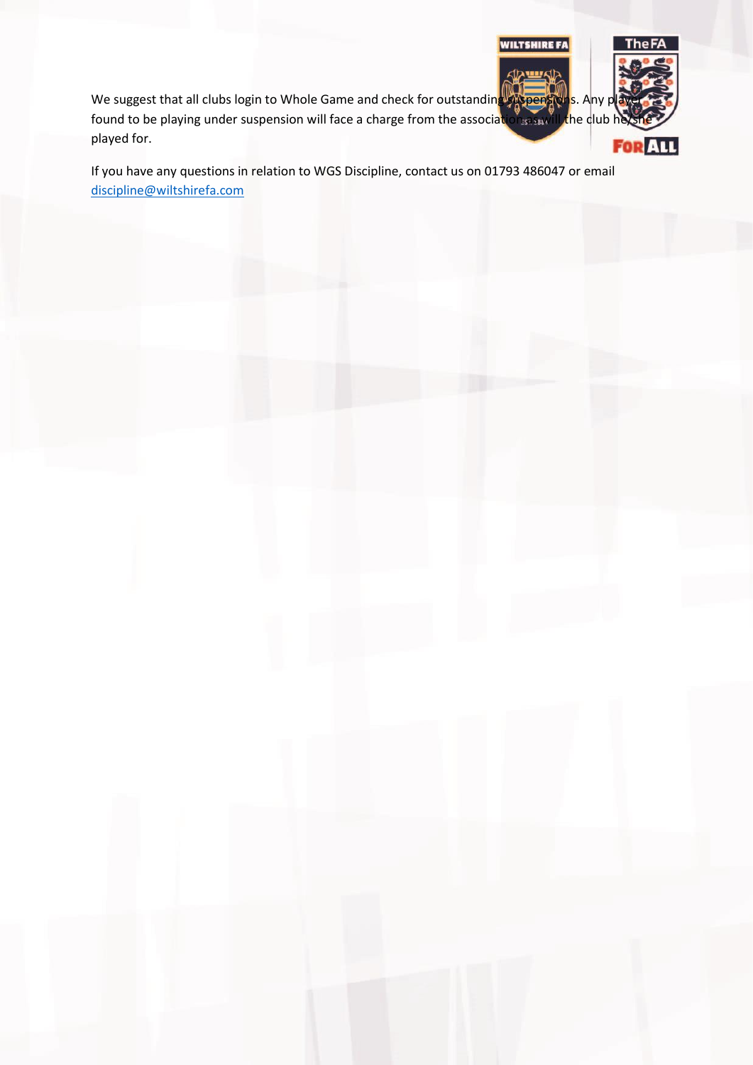We suggest that all clubs login to Whole Game and check for outstanding suspensions. Any player found to be playing under suspension will face a charge from the association as will the club he/she played for.

If you have any questions in relation to WGS Discipline, contact us on 01793 486047 or email discipline@wiltshirefa.com